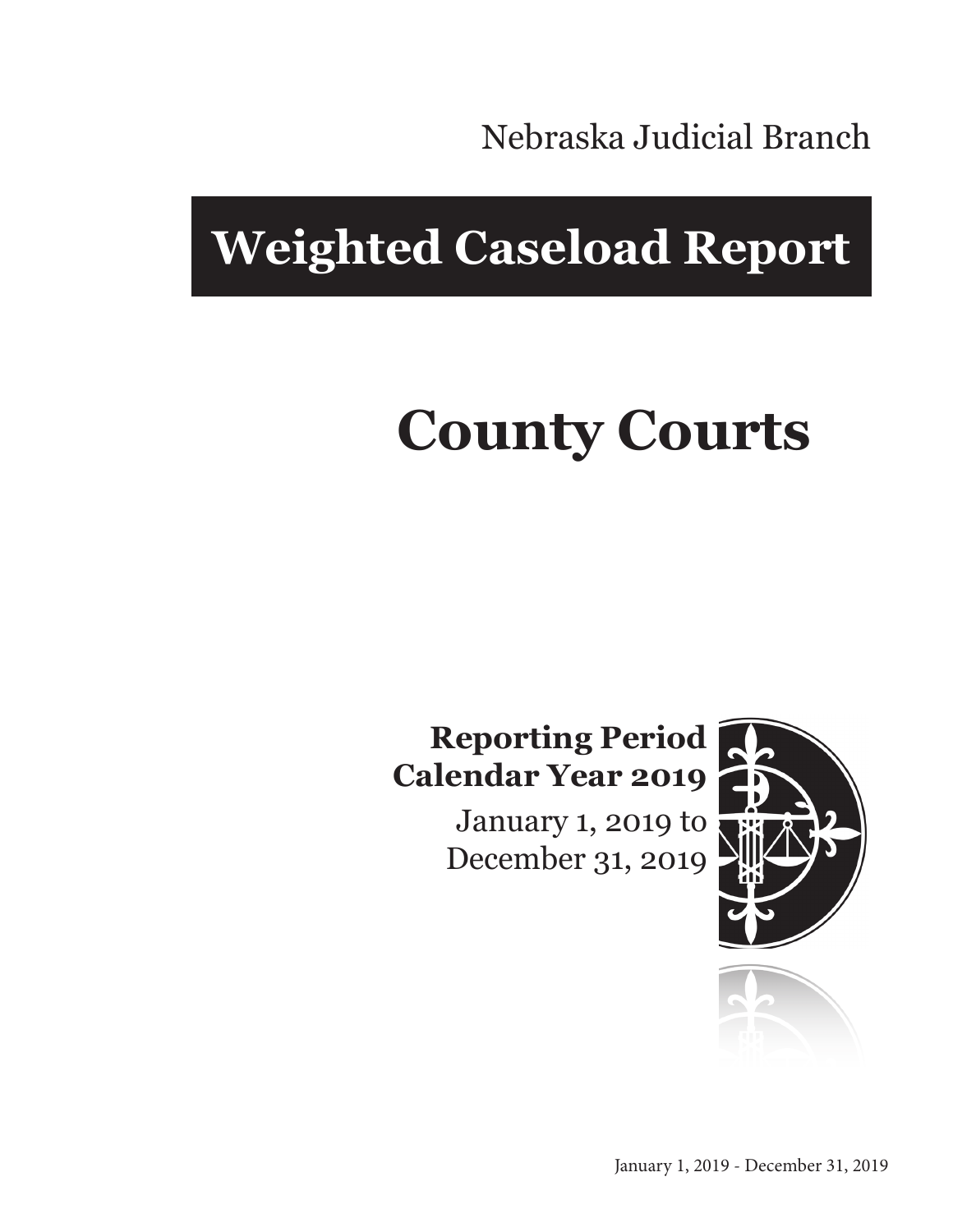Nebraska Judicial Branch

# Weighted Caseload Report

# County Courts

**Reporting Period**
**Calendar Year 2019**

January 1, 2019 to
December 31, 2019

January 1, 2019 - December 31, 2019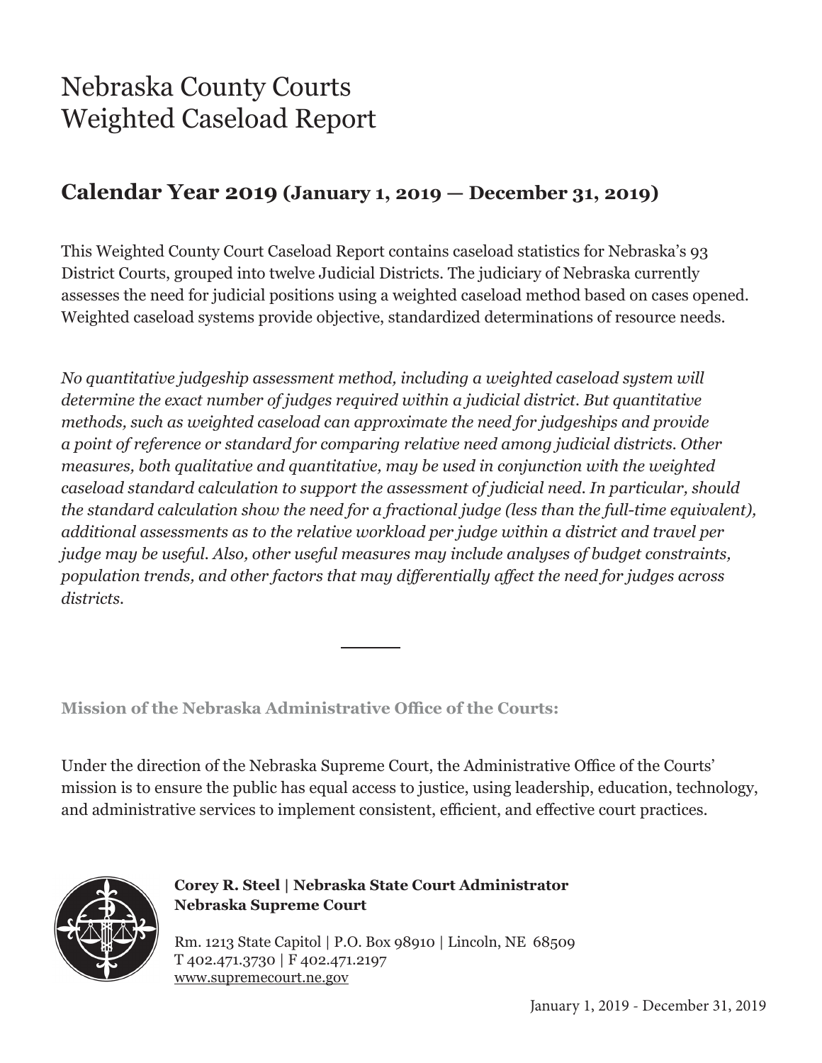# Nebraska County Courts
# Weighted Caseload Report

## Calendar Year 2019 (January 1, 2019 — December 31, 2019)

This Weighted County Court Caseload Report contains caseload statistics for Nebraska's 93 District Courts, grouped into twelve Judicial Districts. The judiciary of Nebraska currently assesses the need for judicial positions using a weighted caseload method based on cases opened. Weighted caseload systems provide objective, standardized determinations of resource needs.

*No quantitative judgeship assessment method, including a weighted caseload system will determine the exact number of judges required within a judicial district. But quantitative methods, such as weighted caseload can approximate the need for judgeships and provide a point of reference or standard for comparing relative need among judicial districts. Other measures, both qualitative and quantitative, may be used in conjunction with the weighted caseload standard calculation to support the assessment of judicial need. In particular, should the standard calculation show the need for a fractional judge (less than the full-time equivalent), additional assessments as to the relative workload per judge within a district and travel per judge may be useful. Also, other useful measures may include analyses of budget constraints, population trends, and other factors that may differentially affect the need for judges across districts.*

---

**Mission of the Nebraska Administrative Office of the Courts:**

Under the direction of the Nebraska Supreme Court, the Administrative Office of the Courts' mission is to ensure the public has equal access to justice, using leadership, education, technology, and administrative services to implement consistent, efficient, and effective court practices.

**Corey R. Steel | Nebraska State Court Administrator**
**Nebraska Supreme Court**

Rm. 1213 State Capitol | P.O. Box 98910 | Lincoln, NE 68509
T 402.471.3730 | F 402.471.2197
www.supremecourt.ne.gov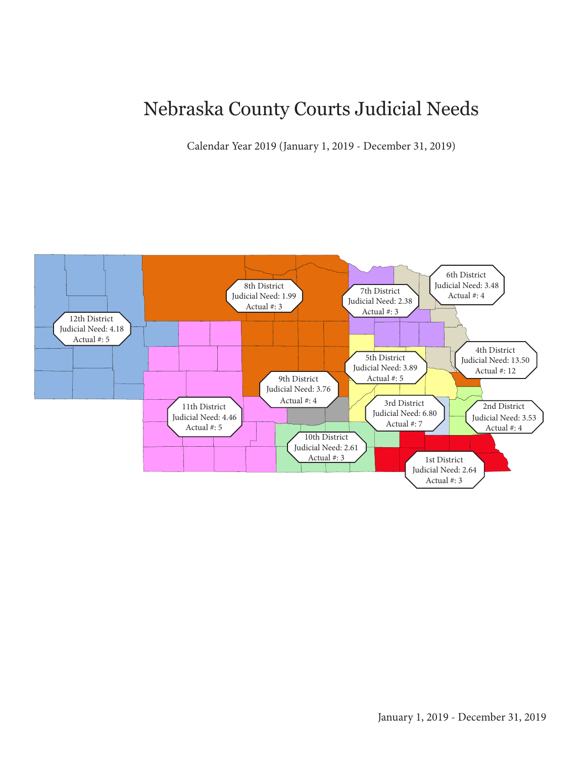# Nebraska County Courts Judicial Needs

Calendar Year 2019 (January 1, 2019 - December 31, 2019)

12th District
Judicial Need: 4.18
Actual #: 5

8th District
Judicial Need: 1.99
Actual #: 3

7th District
Judicial Need: 2.38
Actual #: 3

6th District
Judicial Need: 3.48
Actual #: 4

4th District
Judicial Need: 13.50
Actual #: 12

5th District
Judicial Need: 3.89
Actual #: 5

9th District
Judicial Need: 3.76
Actual #: 4

11th District
Judicial Need: 4.46
Actual #: 5

3rd District
Judicial Need: 6.80
Actual #: 7

2nd District
Judicial Need: 3.53
Actual #: 4

10th District
Judicial Need: 2.61
Actual #: 3

1st District
Judicial Need: 2.64
Actual #: 3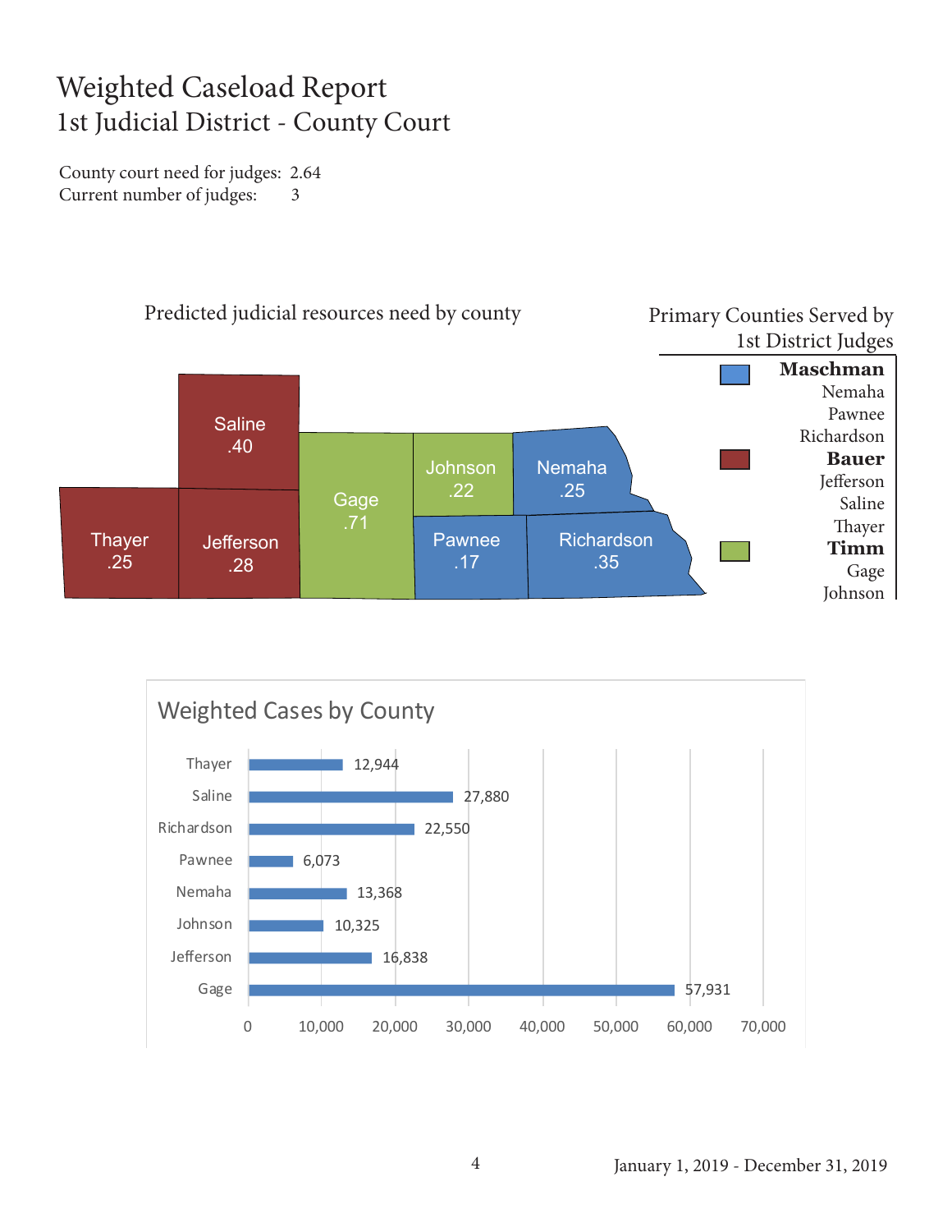# Weighted Caseload Report
## 1st Judicial District - County Court

County court need for judges: 2.64
Current number of judges: 3

### Predicted judicial resources need by county

| County | Need |
|---|---|
| Saline | .40 |
| Thayer | .25 |
| Jefferson | .28 |
| Gage | .71 |
| Johnson | .22 |
| Nemaha | .25 |
| Pawnee | .17 |
| Richardson | .35 |

### Primary Counties Served by 1st District Judges

**Maschman**
Nemaha
Pawnee
Richardson

**Bauer**
Jefferson
Saline
Thayer

**Timm**
Gage
Johnson

### Weighted Cases by County

| County | Weighted Cases |
|---|---|
| Thayer | 12,944 |
| Saline | 27,880 |
| Richardson | 22,550 |
| Pawnee | 6,073 |
| Nemaha | 13,368 |
| Johnson | 10,325 |
| Jefferson | 16,838 |
| Gage | 57,931 |

January 1, 2019 - December 31, 2019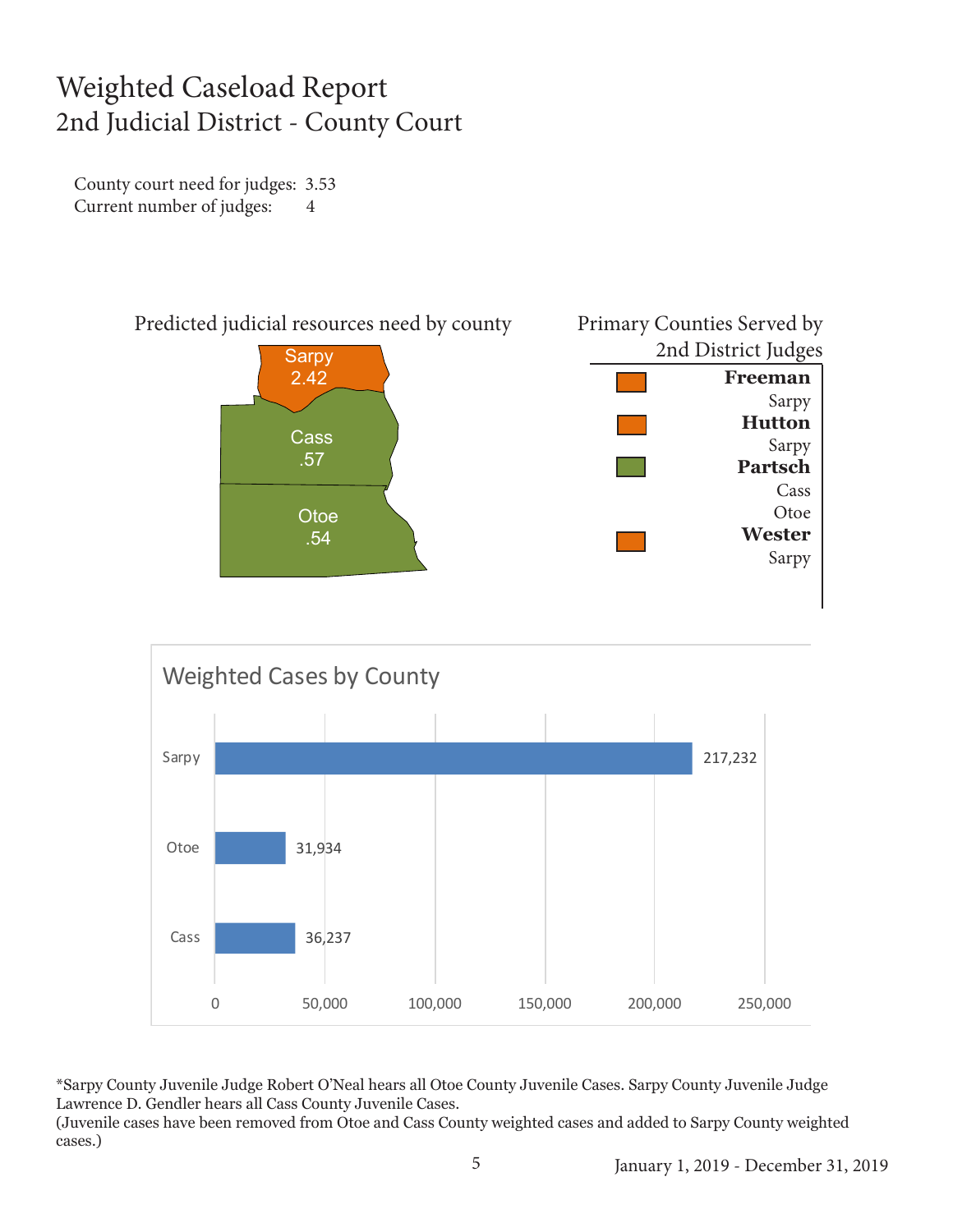# Weighted Caseload Report

## 2nd Judicial District - County Court

County court need for judges: 3.53
Current number of judges: 4

Predicted judicial resources need by county

| County | Need |
| --- | --- |
| Sarpy | 2.42 |
| Cass | .57 |
| Otoe | .54 |

Primary Counties Served by 2nd District Judges

| Judge | Counties |
| --- | --- |
| **Freeman** | Sarpy |
| **Hutton** | Sarpy |
| **Partsch** | Cass, Otoe |
| **Wester** | Sarpy |

Weighted Cases by County

| County | Weighted Cases |
| --- | --- |
| Sarpy | 217,232 |
| Otoe | 31,934 |
| Cass | 36,237 |

*Sarpy County Juvenile Judge Robert O'Neal hears all Otoe County Juvenile Cases. Sarpy County Juvenile Judge Lawrence D. Gendler hears all Cass County Juvenile Cases.
(Juvenile cases have been removed from Otoe and Cass County weighted cases and added to Sarpy County weighted cases.)

January 1, 2019 - December 31, 2019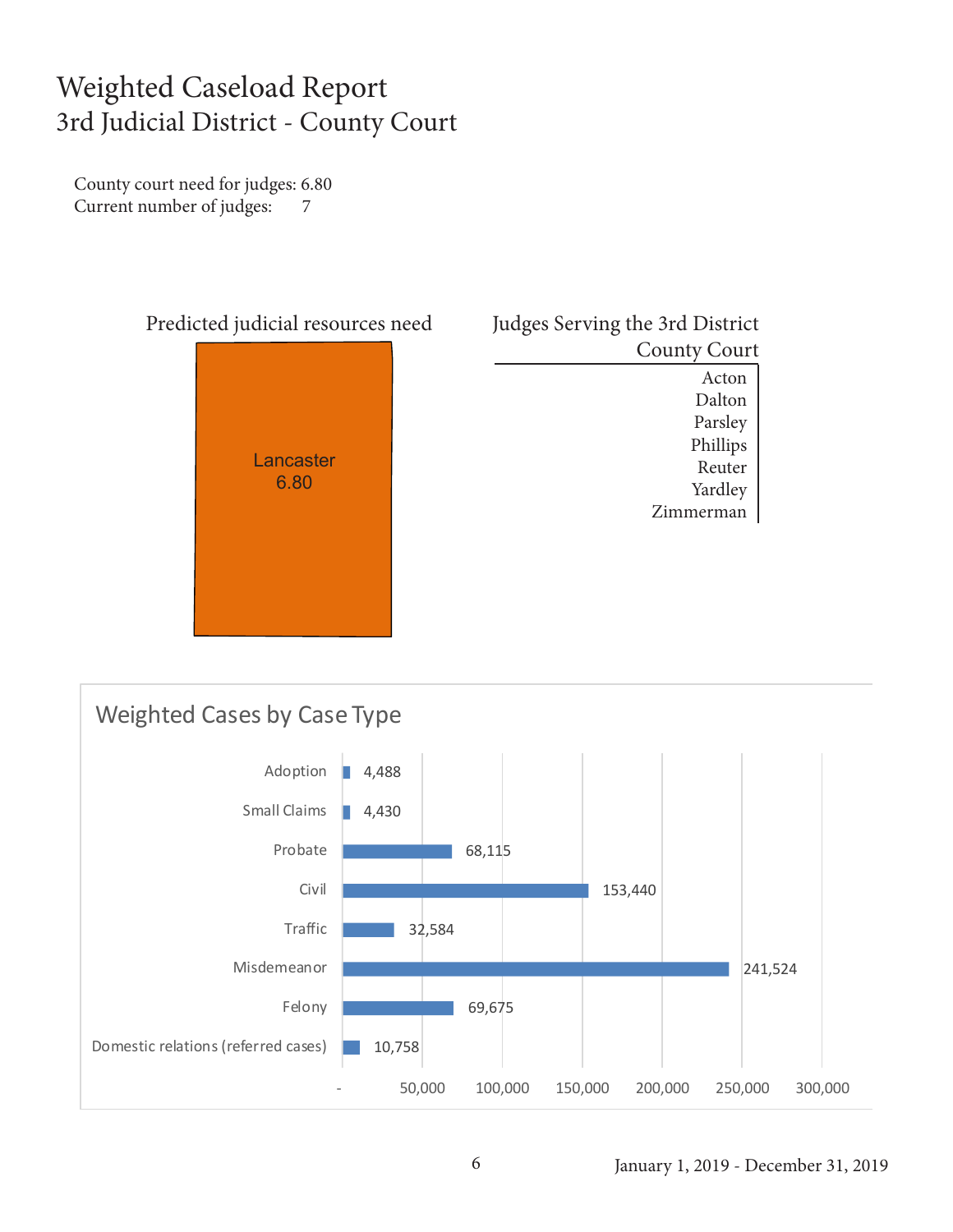# Weighted Caseload Report
## 3rd Judicial District - County Court

County court need for judges: 6.80
Current number of judges: 7

**Predicted judicial resources need**

Lancaster
6.80

**Judges Serving the 3rd District County Court**

- Acton
- Dalton
- Parsley
- Phillips
- Reuter
- Yardley
- Zimmerman

### Weighted Cases by Case Type

| Case Type | Weighted Cases |
| --- | --- |
| Adoption | 4,488 |
| Small Claims | 4,430 |
| Probate | 68,115 |
| Civil | 153,440 |
| Traffic | 32,584 |
| Misdemeanor | 241,524 |
| Felony | 69,675 |
| Domestic relations (referred cases) | 10,758 |

January 1, 2019 - December 31, 2019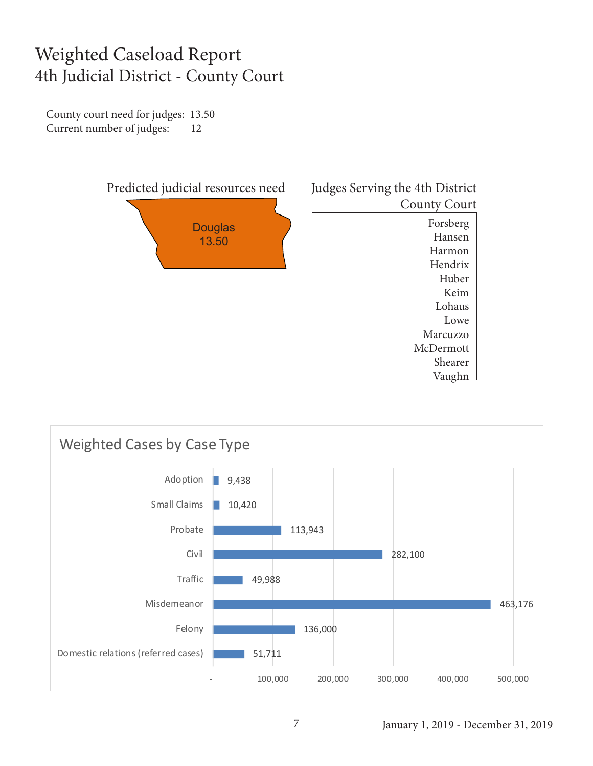# Weighted Caseload Report

## 4th Judicial District - County Court

County court need for judges: 13.50
Current number of judges: 12

**Predicted judicial resources need**

Douglas
13.50

**Judges Serving the 4th District County Court**

- Forsberg
- Hansen
- Harmon
- Hendrix
- Huber
- Keim
- Lohaus
- Lowe
- Marcuzzo
- McDermott
- Shearer
- Vaughn

### Weighted Cases by Case Type

| Case Type | Weighted Cases |
| --- | --- |
| Adoption | 9,438 |
| Small Claims | 10,420 |
| Probate | 113,943 |
| Civil | 282,100 |
| Traffic | 49,988 |
| Misdemeanor | 463,176 |
| Felony | 136,000 |
| Domestic relations (referred cases) | 51,711 |

January 1, 2019 - December 31, 2019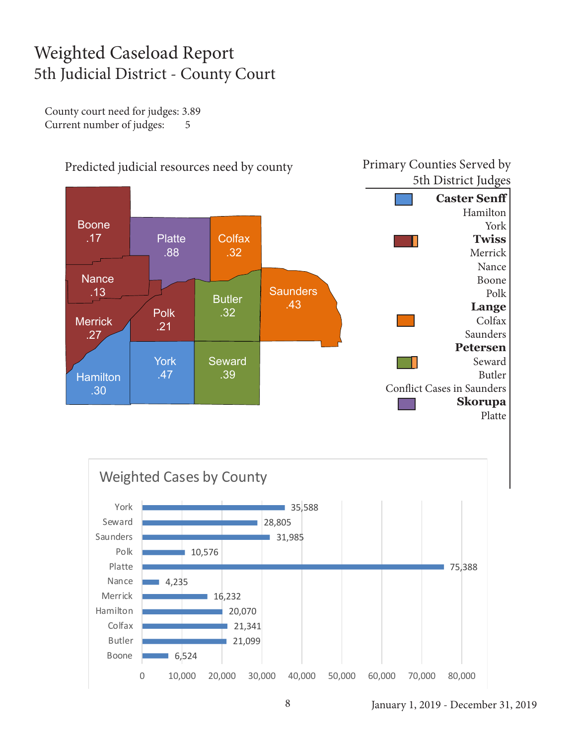# Weighted Caseload Report
## 5th Judicial District - County Court

County court need for judges: 3.89
Current number of judges: 5

### Predicted judicial resources need by county

| County | Need |
|---|---|
| Boone | .17 |
| Platte | .88 |
| Colfax | .32 |
| Nance | .13 |
| Saunders | .43 |
| Butler | .32 |
| Polk | .21 |
| Merrick | .27 |
| York | .47 |
| Seward | .39 |
| Hamilton | .30 |

### Primary Counties Served by 5th District Judges

**Caster Senff**
- Hamilton
- York

**Twiss**
- Merrick
- Nance
- Boone
- Polk

**Lange**
- Colfax
- Saunders

**Petersen**
- Seward
- Butler
- Conflict Cases in Saunders

**Skorupa**
- Platte

### Weighted Cases by County

| County | Weighted Cases |
|---|---|
| York | 35,588 |
| Seward | 28,805 |
| Saunders | 31,985 |
| Polk | 10,576 |
| Platte | 75,388 |
| Nance | 4,235 |
| Merrick | 16,232 |
| Hamilton | 20,070 |
| Colfax | 21,341 |
| Butler | 21,099 |
| Boone | 6,524 |

January 1, 2019 - December 31, 2019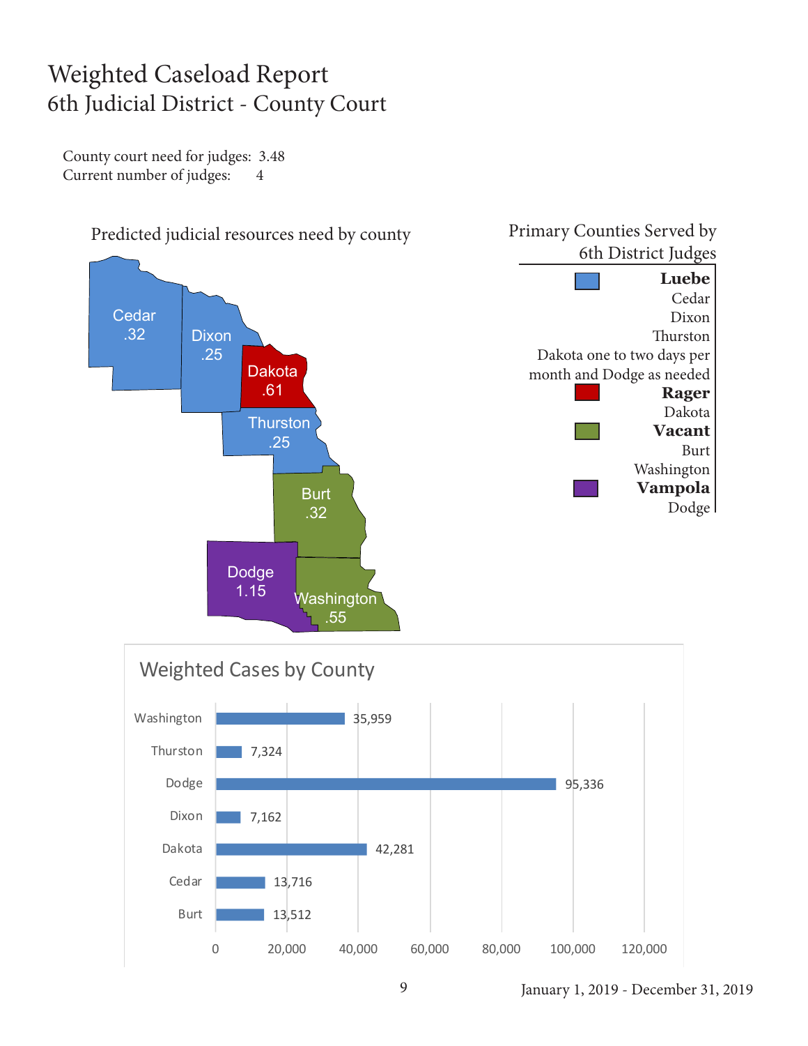# Weighted Caseload Report
## 6th Judicial District - County Court

County court need for judges: 3.48
Current number of judges: 4

### Predicted judicial resources need by county

| County | Need |
|---|---|
| Cedar | .32 |
| Dixon | .25 |
| Dakota | .61 |
| Thurston | .25 |
| Burt | .32 |
| Dodge | 1.15 |
| Washington | .55 |

### Primary Counties Served by 6th District Judges

**Luebe**
Cedar
Dixon
Thurston
Dakota one to two days per month and Dodge as needed

**Rager**
Dakota

**Vacant**
Burt
Washington

**Vampola**
Dodge

### Weighted Cases by County

| County | Weighted Cases |
|---|---|
| Washington | 35,959 |
| Thurston | 7,324 |
| Dodge | 95,336 |
| Dixon | 7,162 |
| Dakota | 42,281 |
| Cedar | 13,716 |
| Burt | 13,512 |

January 1, 2019 - December 31, 2019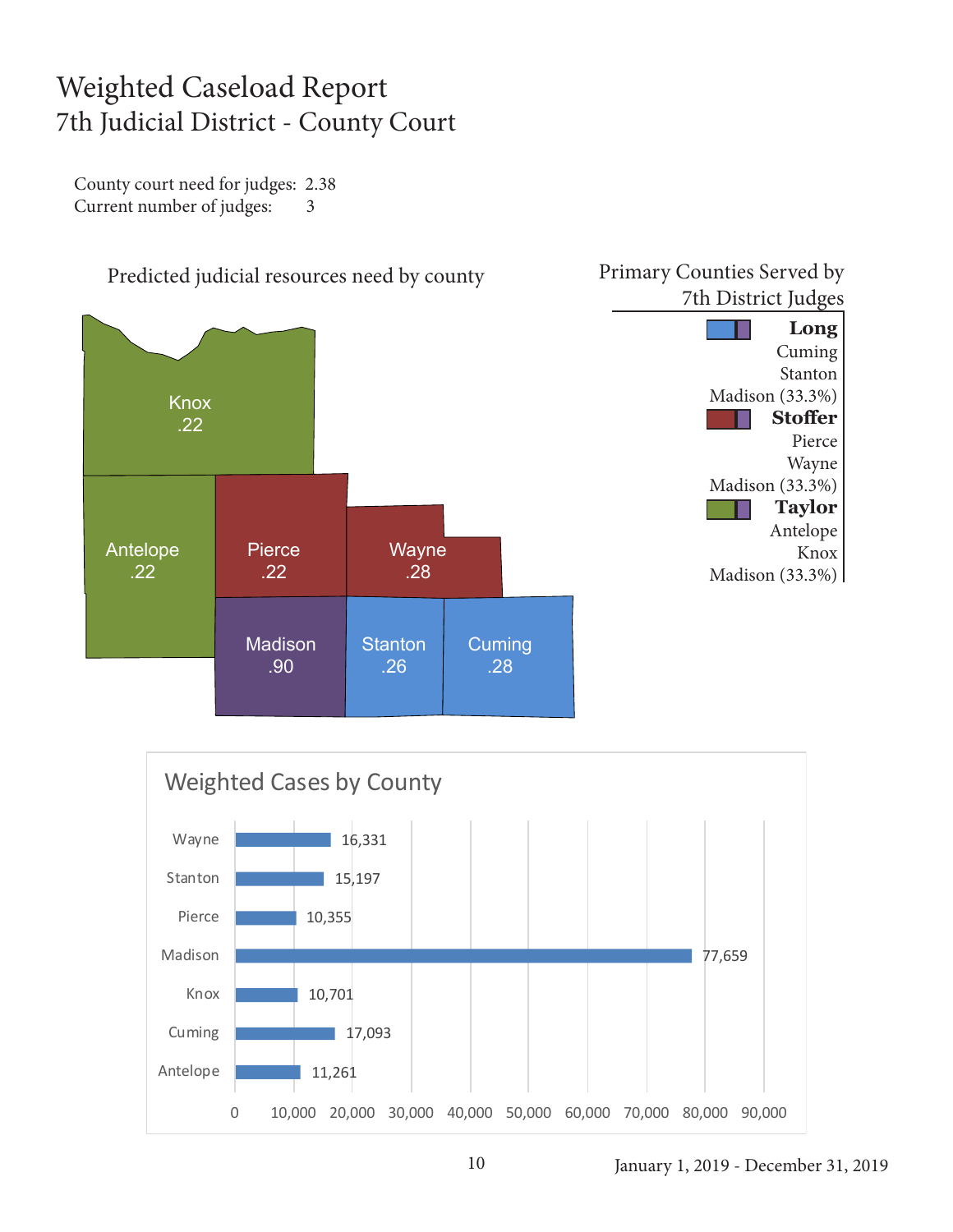# Weighted Caseload Report

## 7th Judicial District - County Court

County court need for judges: 2.38
Current number of judges: 3

### Predicted judicial resources need by county

| County | Need |
| --- | --- |
| Knox | .22 |
| Antelope | .22 |
| Pierce | .22 |
| Wayne | .28 |
| Madison | .90 |
| Stanton | .26 |
| Cuming | .28 |

### Primary Counties Served by 7th District Judges

**Long**
Cuming
Stanton
Madison (33.3%)

**Stoffer**
Pierce
Wayne
Madison (33.3%)

**Taylor**
Antelope
Knox
Madison (33.3%)

### Weighted Cases by County

| County | Weighted Cases |
| --- | --- |
| Wayne | 16,331 |
| Stanton | 15,197 |
| Pierce | 10,355 |
| Madison | 77,659 |
| Knox | 10,701 |
| Cuming | 17,093 |
| Antelope | 11,261 |

January 1, 2019 - December 31, 2019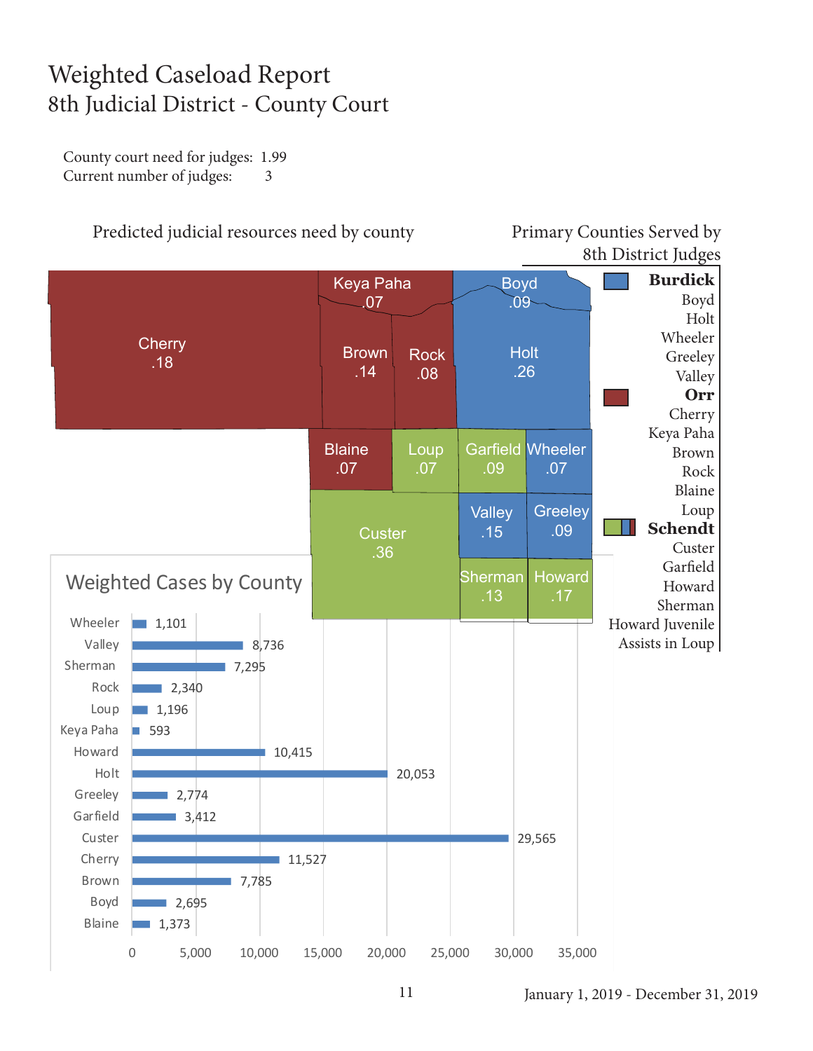# Weighted Caseload Report

## 8th Judicial District - County Court

County court need for judges: 1.99
Current number of judges: 3

### Predicted judicial resources need by county

| County | Need |
|---|---|
| Cherry | .18 |
| Keya Paha | .07 |
| Boyd | .09 |
| Brown | .14 |
| Rock | .08 |
| Holt | .26 |
| Blaine | .07 |
| Loup | .07 |
| Garfield | .09 |
| Wheeler | .07 |
| Custer | .36 |
| Valley | .15 |
| Greeley | .09 |
| Sherman | .13 |
| Howard | .17 |

### Primary Counties Served by 8th District Judges

**Burdick**
Boyd
Holt
Wheeler
Greeley
Valley

**Orr**
Cherry
Keya Paha
Brown
Rock
Blaine
Loup

**Schendt**
Custer
Garfield
Howard
Sherman
Howard Juvenile
Assists in Loup

### Weighted Cases by County

| County | Weighted Cases |
|---|---|
| Wheeler | 1,101 |
| Valley | 8,736 |
| Sherman | 7,295 |
| Rock | 2,340 |
| Loup | 1,196 |
| Keya Paha | 593 |
| Howard | 10,415 |
| Holt | 20,053 |
| Greeley | 2,774 |
| Garfield | 3,412 |
| Custer | 29,565 |
| Cherry | 11,527 |
| Brown | 7,785 |
| Boyd | 2,695 |
| Blaine | 1,373 |

January 1, 2019 - December 31, 2019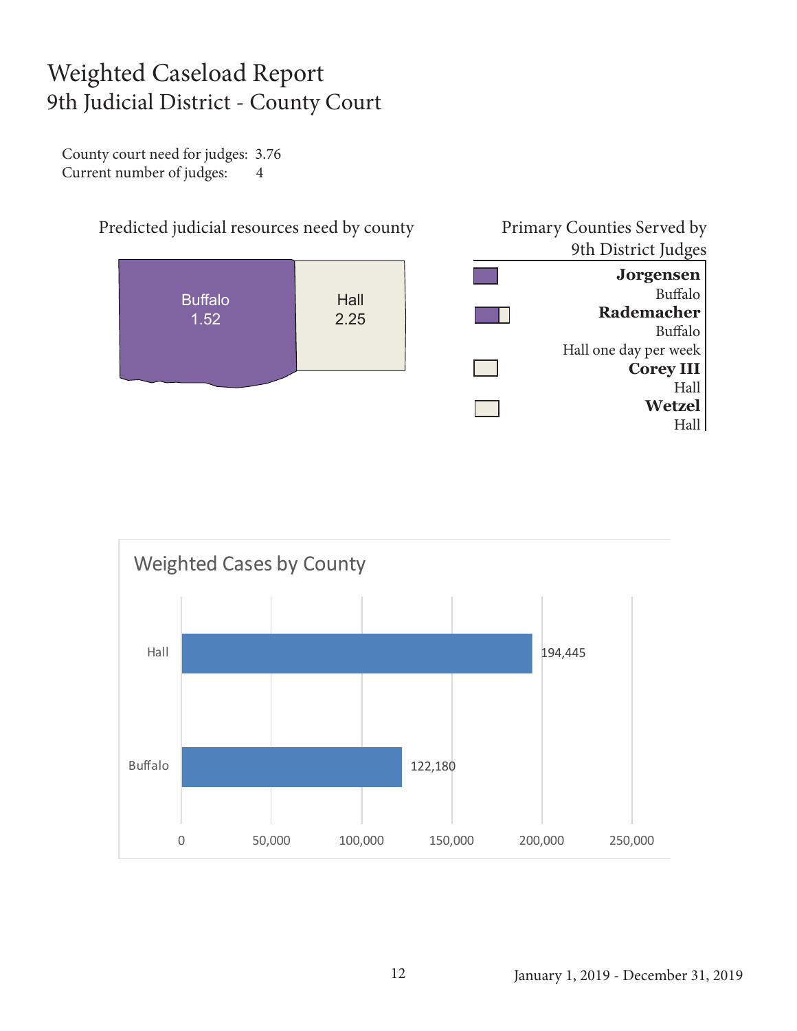# Weighted Caseload Report
## 9th Judicial District - County Court

County court need for judges: 3.76
Current number of judges: 4

### Predicted judicial resources need by county

| County | Need |
|---|---|
| Buffalo | 1.52 |
| Hall | 2.25 |

### Primary Counties Served by 9th District Judges

**Jorgensen**
Buffalo

**Rademacher**
Buffalo
Hall one day per week

**Corey III**
Hall

**Wetzel**
Hall

### Weighted Cases by County

| County | Weighted Cases |
|---|---|
| Hall | 194,445 |
| Buffalo | 122,180 |

January 1, 2019 - December 31, 2019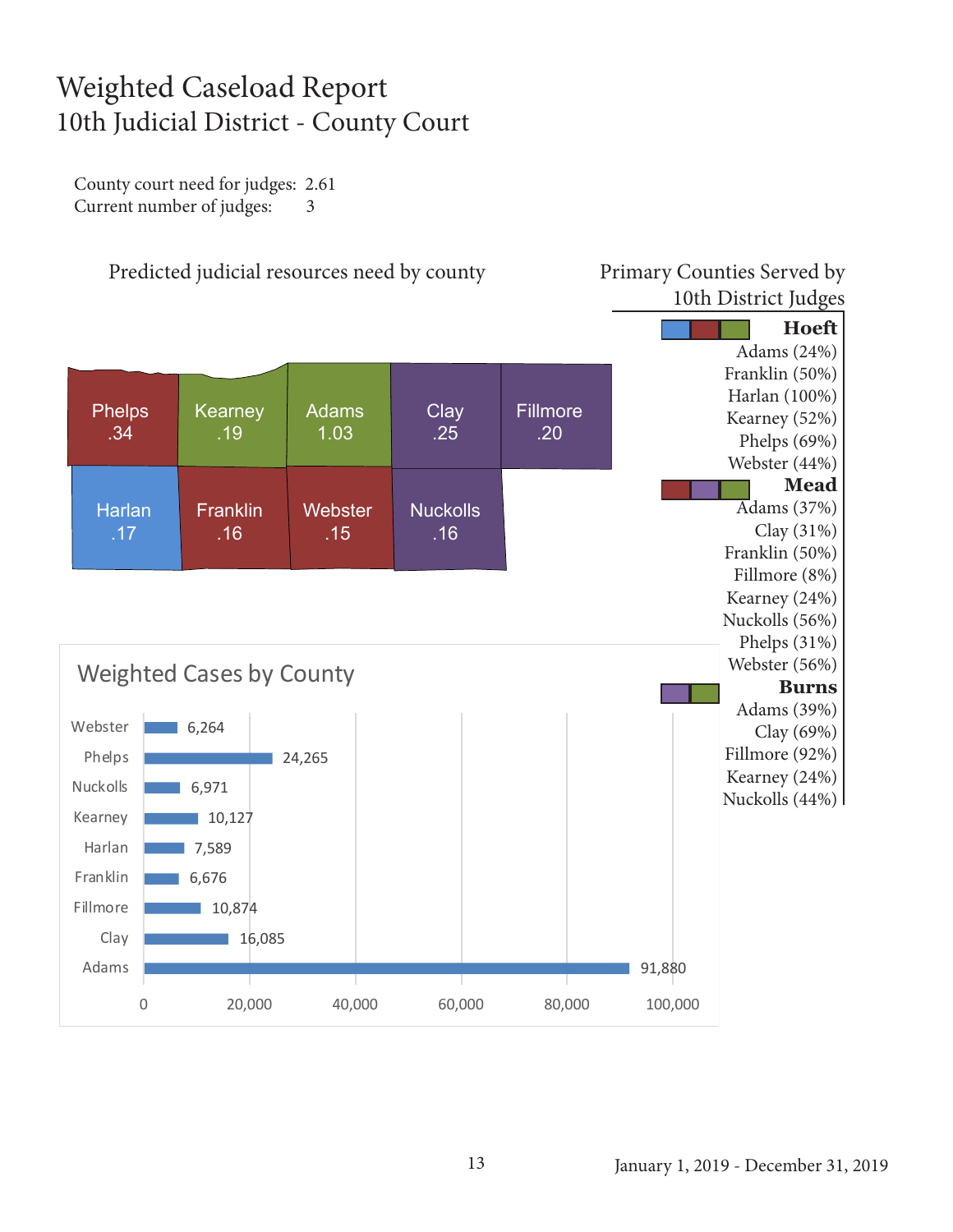# Weighted Caseload Report

## 10th Judicial District - County Court

County court need for judges: 2.61
Current number of judges: 3

### Predicted judicial resources need by county

| County | Need |
|---|---|
| Phelps | .34 |
| Kearney | .19 |
| Adams | 1.03 |
| Clay | .25 |
| Fillmore | .20 |
| Harlan | .17 |
| Franklin | .16 |
| Webster | .15 |
| Nuckolls | .16 |

### Primary Counties Served by 10th District Judges

**Hoeft**
Adams (24%)
Franklin (50%)
Harlan (100%)
Kearney (52%)
Phelps (69%)
Webster (44%)

**Mead**
Adams (37%)
Clay (31%)
Franklin (50%)
Fillmore (8%)
Kearney (24%)
Nuckolls (56%)
Phelps (31%)
Webster (56%)

**Burns**
Adams (39%)
Clay (69%)
Fillmore (92%)
Kearney (24%)
Nuckolls (44%)

### Weighted Cases by County

| County | Weighted Cases |
|---|---|
| Webster | 6,264 |
| Phelps | 24,265 |
| Nuckolls | 6,971 |
| Kearney | 10,127 |
| Harlan | 7,589 |
| Franklin | 6,676 |
| Fillmore | 10,874 |
| Clay | 16,085 |
| Adams | 91,880 |

January 1, 2019 - December 31, 2019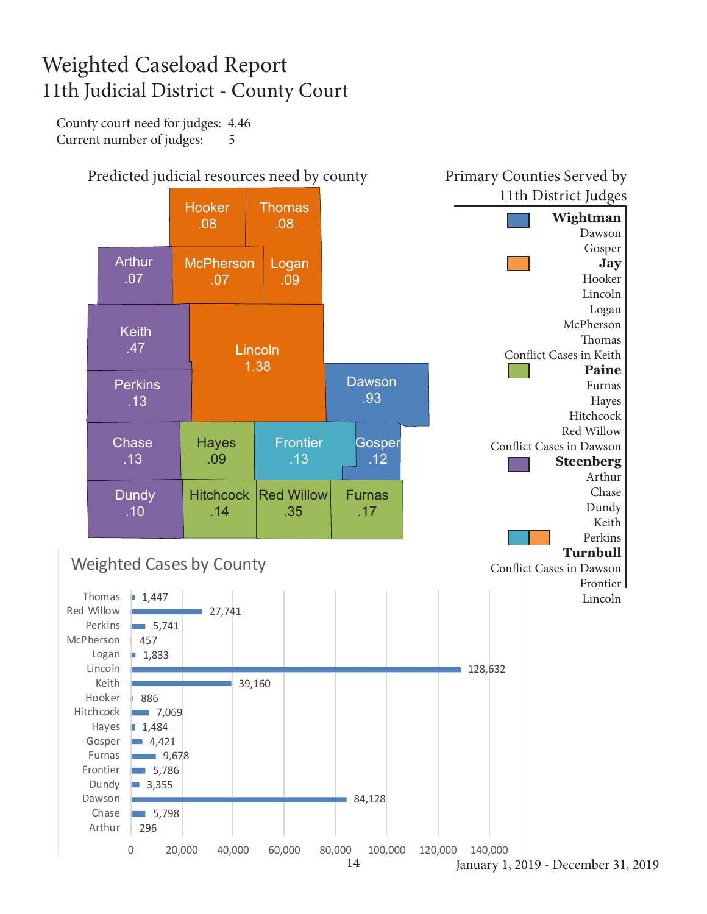# Weighted Caseload Report
## 11th Judicial District - County Court

County court need for judges: 4.46
Current number of judges: 5

### Predicted judicial resources need by county

| County | Need |
|---|---|
| Hooker | .08 |
| Thomas | .08 |
| Arthur | .07 |
| McPherson | .07 |
| Logan | .09 |
| Keith | .47 |
| Lincoln | 1.38 |
| Perkins | .13 |
| Dawson | .93 |
| Chase | .13 |
| Hayes | .09 |
| Frontier | .13 |
| Gosper | .12 |
| Dundy | .10 |
| Hitchcock | .14 |
| Red Willow | .35 |
| Furnas | .17 |

### Primary Counties Served by 11th District Judges

**Wightman**
Dawson
Gosper

**Jay**
Hooker
Lincoln
Logan
McPherson
Thomas
Conflict Cases in Keith

**Paine**
Furnas
Hayes
Hitchcock
Red Willow
Conflict Cases in Dawson

**Steenberg**
Arthur
Chase
Dundy
Keith
Perkins

**Turnbull**
Conflict Cases in Dawson
Frontier
Lincoln

### Weighted Cases by County

| County | Weighted Cases |
|---|---|
| Thomas | 1,447 |
| Red Willow | 27,741 |
| Perkins | 5,741 |
| McPherson | 457 |
| Logan | 1,833 |
| Lincoln | 128,632 |
| Keith | 39,160 |
| Hooker | 886 |
| Hitchcock | 7,069 |
| Hayes | 1,484 |
| Gosper | 4,421 |
| Furnas | 9,678 |
| Frontier | 5,786 |
| Dundy | 3,355 |
| Dawson | 84,128 |
| Chase | 5,798 |
| Arthur | 296 |

January 1, 2019 - December 31, 2019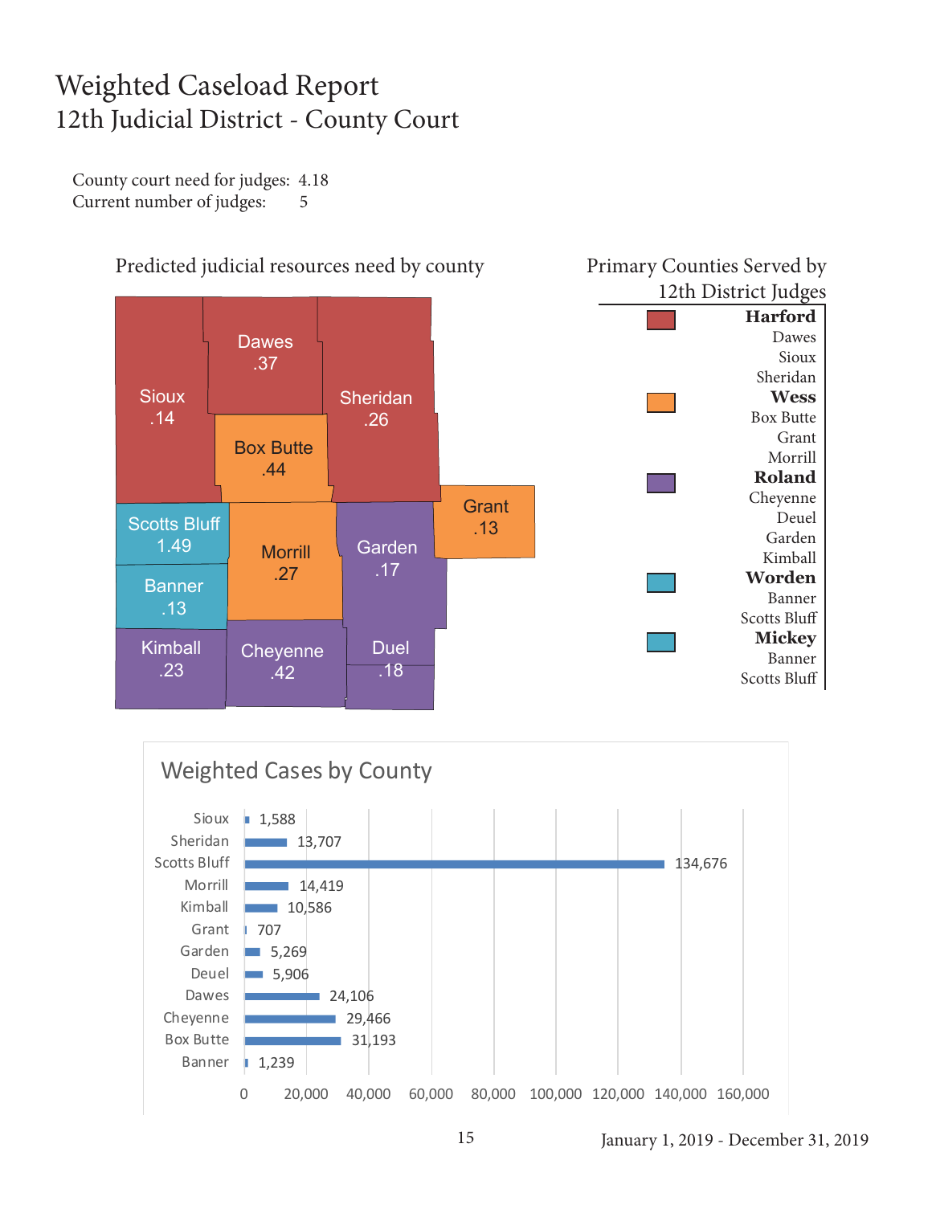# Weighted Caseload Report
## 12th Judicial District - County Court

County court need for judges: 4.18
Current number of judges: 5

### Predicted judicial resources need by county

Dawes .37
Sioux .14
Sheridan .26
Box Butte .44
Grant .13
Scotts Bluff 1.49
Morrill .27
Garden .17
Banner .13
Kimball .23
Cheyenne .42
Duel .18

### Primary Counties Served by 12th District Judges

**Harford**
Dawes
Sioux
Sheridan

**Wess**
Box Butte
Grant
Morrill

**Roland**
Cheyenne
Deuel
Garden
Kimball

**Worden**
Banner
Scotts Bluff

**Mickey**
Banner
Scotts Bluff

### Weighted Cases by County

Sioux 1,588
Sheridan 13,707
Scotts Bluff 134,676
Morrill 14,419
Kimball 10,586
Grant 707
Garden 5,269
Deuel 5,906
Dawes 24,106
Cheyenne 29,466
Box Butte 31,193
Banner 1,239

0 20,000 40,000 60,000 80,000 100,000 120,000 140,000 160,000

January 1, 2019 - December 31, 2019